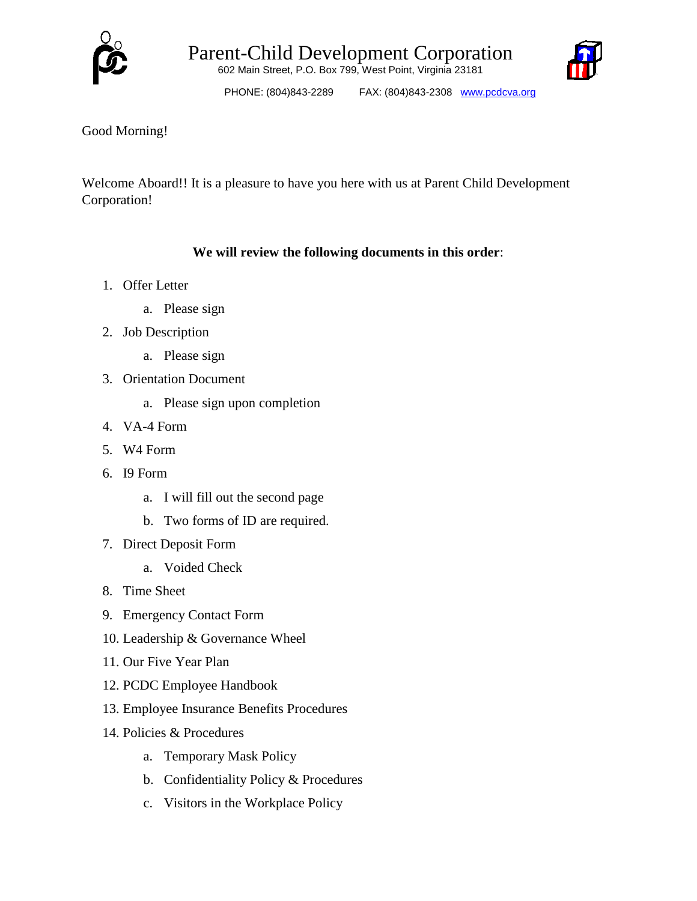# Parent-Child Development Corporation

602 Main Street, P.O. Box 799, West Point, Virginia 23181

PHONE: (804)843-2289 FAX: (804)843-2308 www.pcdcva.org

Good Morning!

Welcome Aboard!! It is a pleasure to have you here with us at Parent Child Development Corporation!

**We will review the following documents in this order**:

1. Offer Letter
   a. Please sign
2. Job Description
   a. Please sign
3. Orientation Document
   a. Please sign upon completion
4. VA-4 Form
5. W4 Form
6. I9 Form
   a. I will fill out the second page
   b. Two forms of ID are required.
7. Direct Deposit Form
   a. Voided Check
8. Time Sheet
9. Emergency Contact Form
10. Leadership & Governance Wheel
11. Our Five Year Plan
12. PCDC Employee Handbook
13. Employee Insurance Benefits Procedures
14. Policies & Procedures
    a. Temporary Mask Policy
    b. Confidentiality Policy & Procedures
    c. Visitors in the Workplace Policy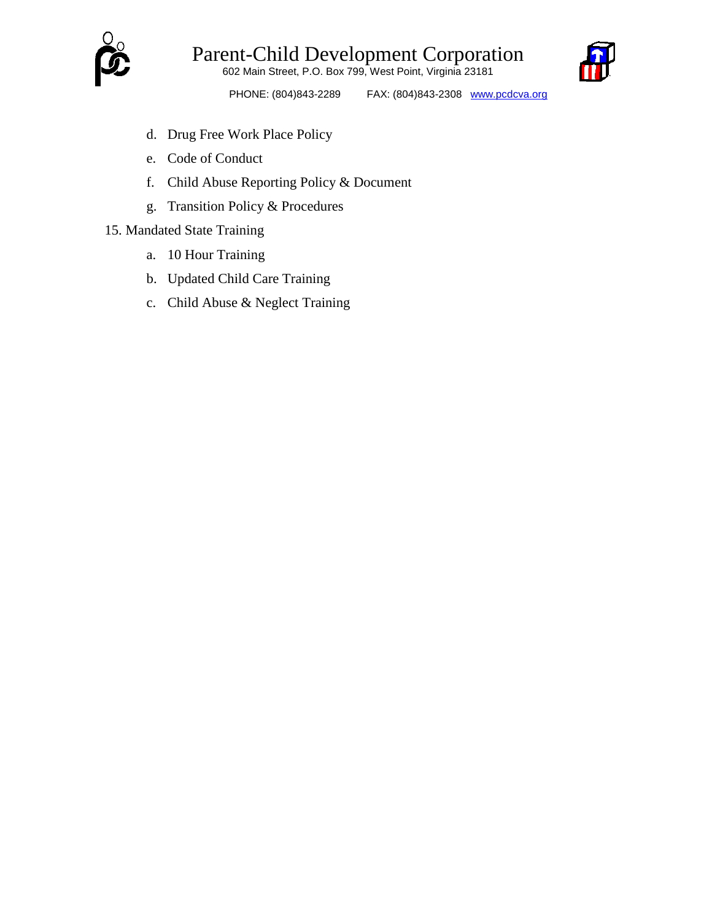- d. Drug Free Work Place Policy
- e. Code of Conduct
- f. Child Abuse Reporting Policy & Document
- g. Transition Policy & Procedures

15. Mandated State Training
    - a. 10 Hour Training
    - b. Updated Child Care Training
    - c. Child Abuse & Neglect Training